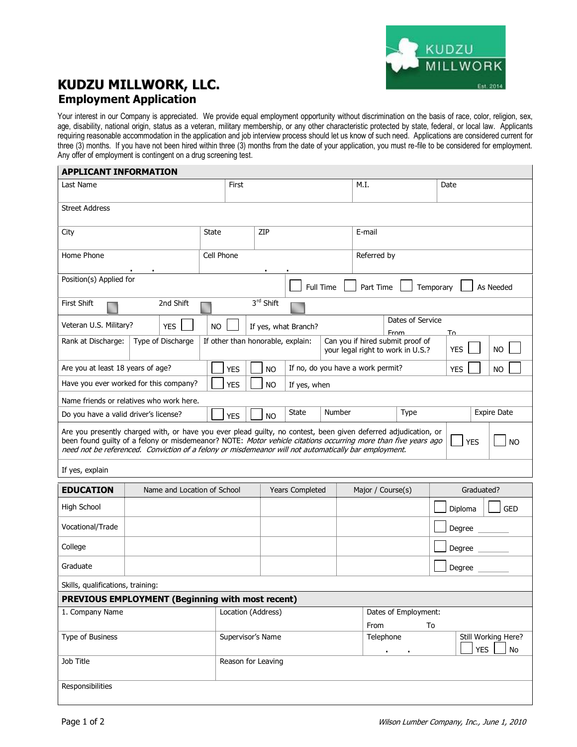# KUDZU MILLWORK, LLC.

## Employment Application

Your interest in our Company is appreciated. We provide equal employment opportunity without discrimination on the basis of race, color, religion, sex, age, disability, national origin, status as a veteran, military membership, or any other characteristic protected by state, federal, or local law. Applicants requiring reasonable accommodation in the application and job interview process should let us know of such need. Applications are considered current for three (3) months. If you have not been hired within three (3) months from the date of your application, you must re-file to be considered for employment. Any offer of employment is contingent on a drug screening test.

### APPLICANT INFORMATION

| Last Name | First | M.I. | Date |
|---|---|---|---|
| Street Address | | | |
| City | State | ZIP | E-mail |
| Home Phone | Cell Phone | | Referred by |

Position(s) Applied for ☐ Full Time ☐ Part Time ☐ Temporary ☐ As Needed

First Shift ☐ 2nd Shift ☐ 3rd Shift ☐

| Veteran U.S. Military? ☐ YES ☐ NO | If yes, what Branch? | Dates of Service From To |
|---|---|---|
| Rank at Discharge: | Type of Discharge | If other than honorable, explain: |

Can you if hired submit proof of your legal right to work in U.S.? ☐ YES ☐ NO

Are you at least 18 years of age? ☐ YES ☐ NO — If no, do you have a work permit? ☐ YES ☐ NO

Have you ever worked for this company? ☐ YES ☐ NO — If yes, when

Name friends or relatives who work here.

| Do you have a valid driver's license? ☐ YES ☐ NO | State | Number | Type | Expire Date |
|---|---|---|---|---|
| | | | | |

Are you presently charged with, or have you ever plead guilty, no contest, been given deferred adjudication, or been found guilty of a felony or misdemeanor? NOTE: *Motor vehicle citations occurring more than five years ago need not be referenced. Conviction of a felony or misdemeanor will not automatically bar employment.* ☐ YES ☐ NO

If yes, explain

### EDUCATION

| EDUCATION | Name and Location of School | Years Completed | Major / Course(s) | Graduated? |
|---|---|---|---|---|
| High School | | | | ☐ Diploma ☐ GED |
| Vocational/Trade | | | | ☐ Degree ______ |
| College | | | | ☐ Degree ______ |
| Graduate | | | | ☐ Degree ______ |

Skills, qualifications, training:

### PREVIOUS EMPLOYMENT (Beginning with most recent)

| 1. Company Name | Location (Address) | Dates of Employment: From To | |
|---|---|---|---|
| Type of Business | Supervisor's Name | Telephone | Still Working Here? ☐ YES ☐ No |
| Job Title | Reason for Leaving | | |
| Responsibilities | | | |

*Wilson Lumber Company, Inc., June 1, 2010*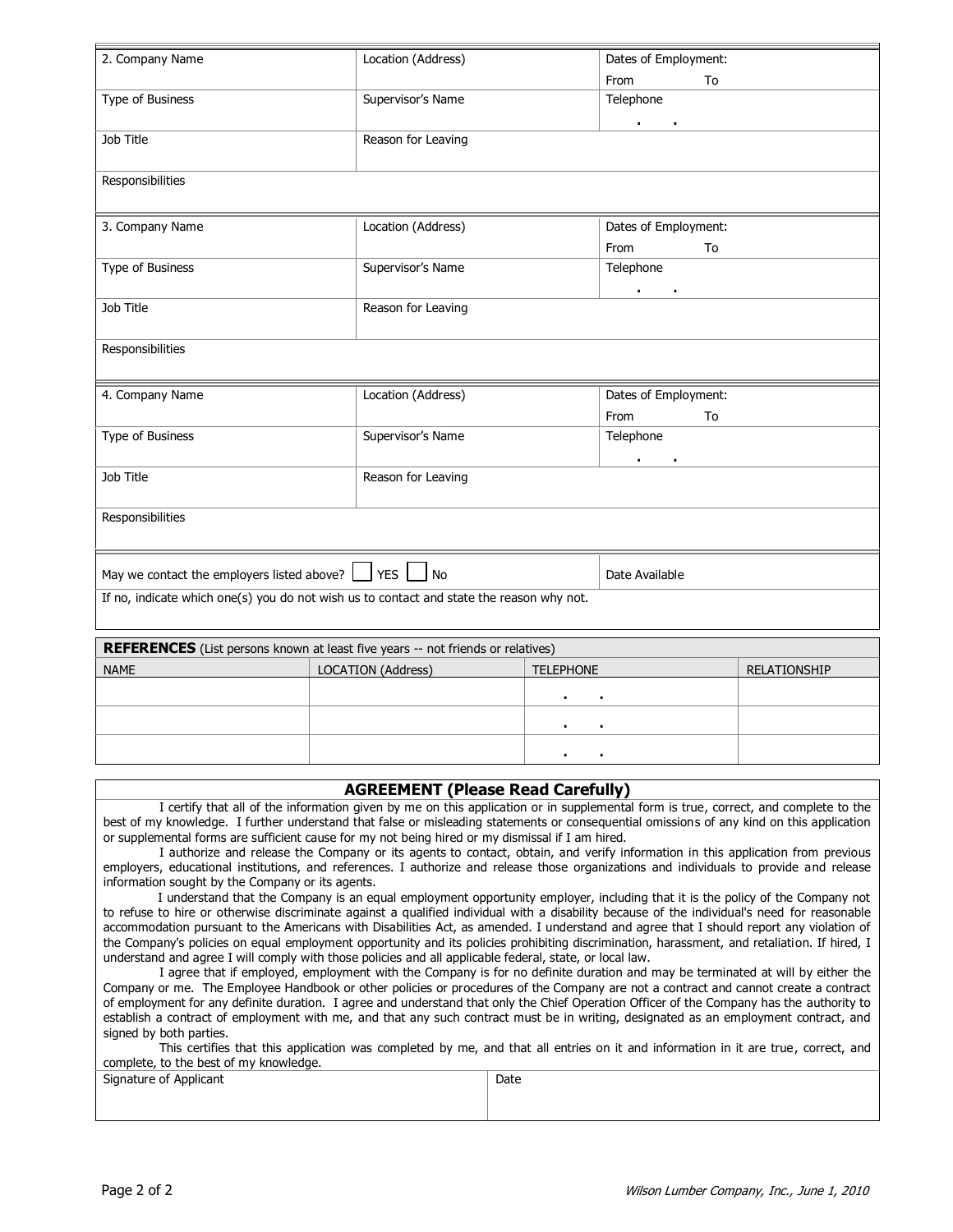| 2. Company Name | Location (Address) | Dates of Employment: From To |
|---|---|---|
| Type of Business | Supervisor's Name | Telephone |
| Job Title | Reason for Leaving | |
| Responsibilities | | |

| 3. Company Name | Location (Address) | Dates of Employment: From To |
|---|---|---|
| Type of Business | Supervisor's Name | Telephone |
| Job Title | Reason for Leaving | |
| Responsibilities | | |

| 4. Company Name | Location (Address) | Dates of Employment: From To |
|---|---|---|
| Type of Business | Supervisor's Name | Telephone |
| Job Title | Reason for Leaving | |
| Responsibilities | | |

| May we contact the employers listed above? ☐ YES ☐ No | Date Available |
|---|---|
| If no, indicate which one(s) you do not wish us to contact and state the reason why not. | |

**REFERENCES** (List persons known at least five years -- not friends or relatives)

| NAME | LOCATION (Address) | TELEPHONE | RELATIONSHIP |
|---|---|---|---|
| | | | |
| | | | |
| | | | |

## AGREEMENT (Please Read Carefully)

I certify that all of the information given by me on this application or in supplemental form is true, correct, and complete to the best of my knowledge. I further understand that false or misleading statements or consequential omissions of any kind on this application or supplemental forms are sufficient cause for my not being hired or my dismissal if I am hired.

I authorize and release the Company or its agents to contact, obtain, and verify information in this application from previous employers, educational institutions, and references. I authorize and release those organizations and individuals to provide and release information sought by the Company or its agents.

I understand that the Company is an equal employment opportunity employer, including that it is the policy of the Company not to refuse to hire or otherwise discriminate against a qualified individual with a disability because of the individual's need for reasonable accommodation pursuant to the Americans with Disabilities Act, as amended. I understand and agree that I should report any violation of the Company's policies on equal employment opportunity and its policies prohibiting discrimination, harassment, and retaliation. If hired, I understand and agree I will comply with those policies and all applicable federal, state, or local law.

I agree that if employed, employment with the Company is for no definite duration and may be terminated at will by either the Company or me. The Employee Handbook or other policies or procedures of the Company are not a contract and cannot create a contract of employment for any definite duration. I agree and understand that only the Chief Operation Officer of the Company has the authority to establish a contract of employment with me, and that any such contract must be in writing, designated as an employment contract, and signed by both parties.

This certifies that this application was completed by me, and that all entries on it and information in it are true, correct, and complete, to the best of my knowledge.

| Signature of Applicant | Date |
|---|---|
| | |